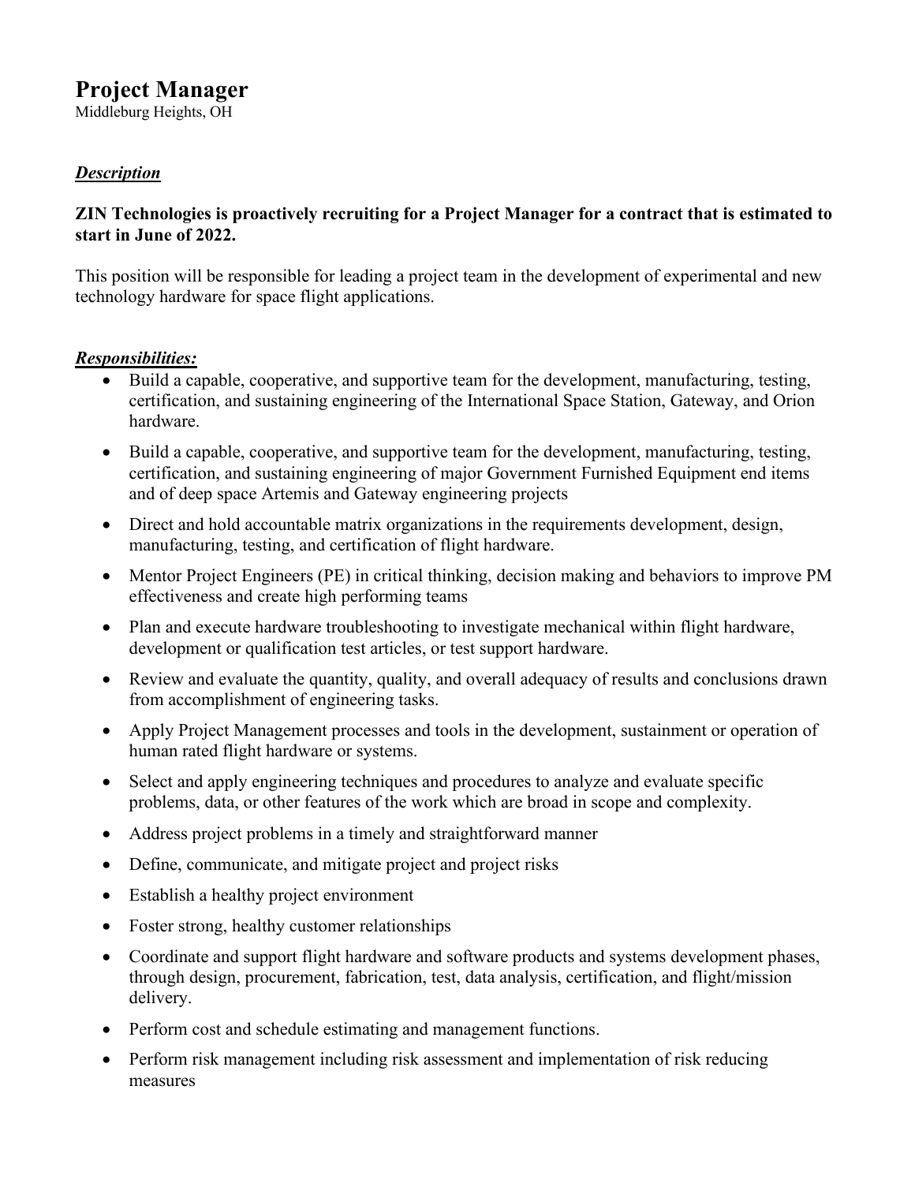# Project Manager

Middleburg Heights, OH

***Description***

**ZIN Technologies is proactively recruiting for a Project Manager for a contract that is estimated to start in June of 2022.**

This position will be responsible for leading a project team in the development of experimental and new technology hardware for space flight applications.

***Responsibilities:***

- Build a capable, cooperative, and supportive team for the development, manufacturing, testing, certification, and sustaining engineering of the International Space Station, Gateway, and Orion hardware.
- Build a capable, cooperative, and supportive team for the development, manufacturing, testing, certification, and sustaining engineering of major Government Furnished Equipment end items and of deep space Artemis and Gateway engineering projects
- Direct and hold accountable matrix organizations in the requirements development, design, manufacturing, testing, and certification of flight hardware.
- Mentor Project Engineers (PE) in critical thinking, decision making and behaviors to improve PM effectiveness and create high performing teams
- Plan and execute hardware troubleshooting to investigate mechanical within flight hardware, development or qualification test articles, or test support hardware.
- Review and evaluate the quantity, quality, and overall adequacy of results and conclusions drawn from accomplishment of engineering tasks.
- Apply Project Management processes and tools in the development, sustainment or operation of human rated flight hardware or systems.
- Select and apply engineering techniques and procedures to analyze and evaluate specific problems, data, or other features of the work which are broad in scope and complexity.
- Address project problems in a timely and straightforward manner
- Define, communicate, and mitigate project and project risks
- Establish a healthy project environment
- Foster strong, healthy customer relationships
- Coordinate and support flight hardware and software products and systems development phases, through design, procurement, fabrication, test, data analysis, certification, and flight/mission delivery.
- Perform cost and schedule estimating and management functions.
- Perform risk management including risk assessment and implementation of risk reducing measures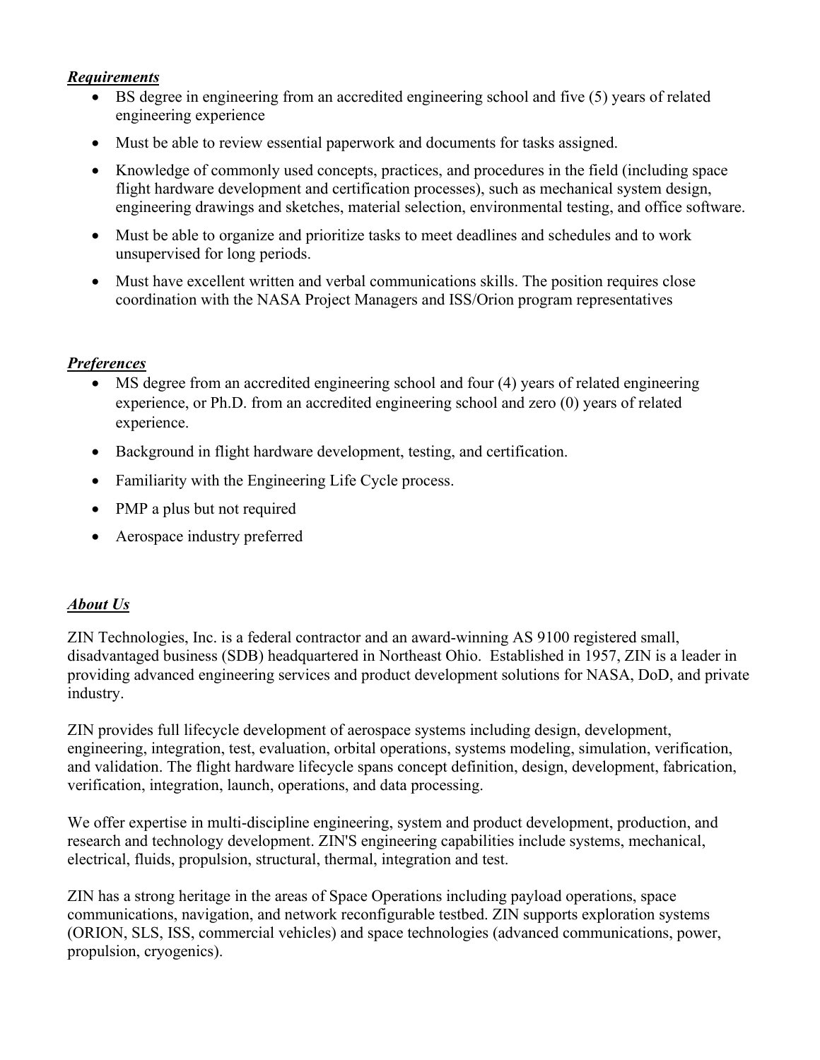***Requirements***

- BS degree in engineering from an accredited engineering school and five (5) years of related engineering experience
- Must be able to review essential paperwork and documents for tasks assigned.
- Knowledge of commonly used concepts, practices, and procedures in the field (including space flight hardware development and certification processes), such as mechanical system design, engineering drawings and sketches, material selection, environmental testing, and office software.
- Must be able to organize and prioritize tasks to meet deadlines and schedules and to work unsupervised for long periods.
- Must have excellent written and verbal communications skills. The position requires close coordination with the NASA Project Managers and ISS/Orion program representatives

***Preferences***

- MS degree from an accredited engineering school and four (4) years of related engineering experience, or Ph.D. from an accredited engineering school and zero (0) years of related experience.
- Background in flight hardware development, testing, and certification.
- Familiarity with the Engineering Life Cycle process.
- PMP a plus but not required
- Aerospace industry preferred

***About Us***

ZIN Technologies, Inc. is a federal contractor and an award-winning AS 9100 registered small, disadvantaged business (SDB) headquartered in Northeast Ohio. Established in 1957, ZIN is a leader in providing advanced engineering services and product development solutions for NASA, DoD, and private industry.

ZIN provides full lifecycle development of aerospace systems including design, development, engineering, integration, test, evaluation, orbital operations, systems modeling, simulation, verification, and validation. The flight hardware lifecycle spans concept definition, design, development, fabrication, verification, integration, launch, operations, and data processing.

We offer expertise in multi-discipline engineering, system and product development, production, and research and technology development. ZIN'S engineering capabilities include systems, mechanical, electrical, fluids, propulsion, structural, thermal, integration and test.

ZIN has a strong heritage in the areas of Space Operations including payload operations, space communications, navigation, and network reconfigurable testbed. ZIN supports exploration systems (ORION, SLS, ISS, commercial vehicles) and space technologies (advanced communications, power, propulsion, cryogenics).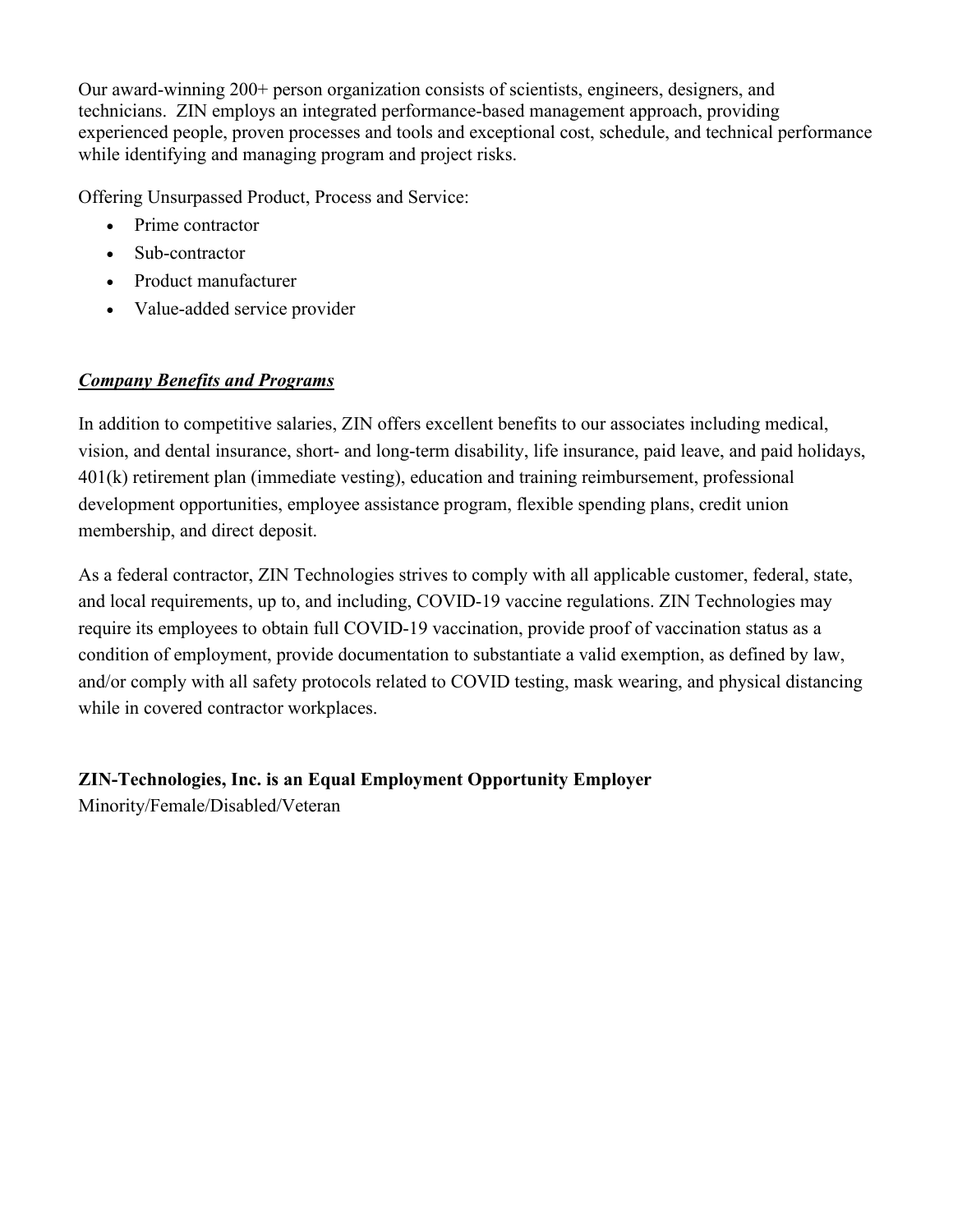Our award-winning 200+ person organization consists of scientists, engineers, designers, and technicians. ZIN employs an integrated performance-based management approach, providing experienced people, proven processes and tools and exceptional cost, schedule, and technical performance while identifying and managing program and project risks.

Offering Unsurpassed Product, Process and Service:

- Prime contractor
- Sub-contractor
- Product manufacturer
- Value-added service provider

***Company Benefits and Programs***

In addition to competitive salaries, ZIN offers excellent benefits to our associates including medical, vision, and dental insurance, short- and long-term disability, life insurance, paid leave, and paid holidays, 401(k) retirement plan (immediate vesting), education and training reimbursement, professional development opportunities, employee assistance program, flexible spending plans, credit union membership, and direct deposit.

As a federal contractor, ZIN Technologies strives to comply with all applicable customer, federal, state, and local requirements, up to, and including, COVID-19 vaccine regulations. ZIN Technologies may require its employees to obtain full COVID-19 vaccination, provide proof of vaccination status as a condition of employment, provide documentation to substantiate a valid exemption, as defined by law, and/or comply with all safety protocols related to COVID testing, mask wearing, and physical distancing while in covered contractor workplaces.

**ZIN-Technologies, Inc. is an Equal Employment Opportunity Employer**
Minority/Female/Disabled/Veteran